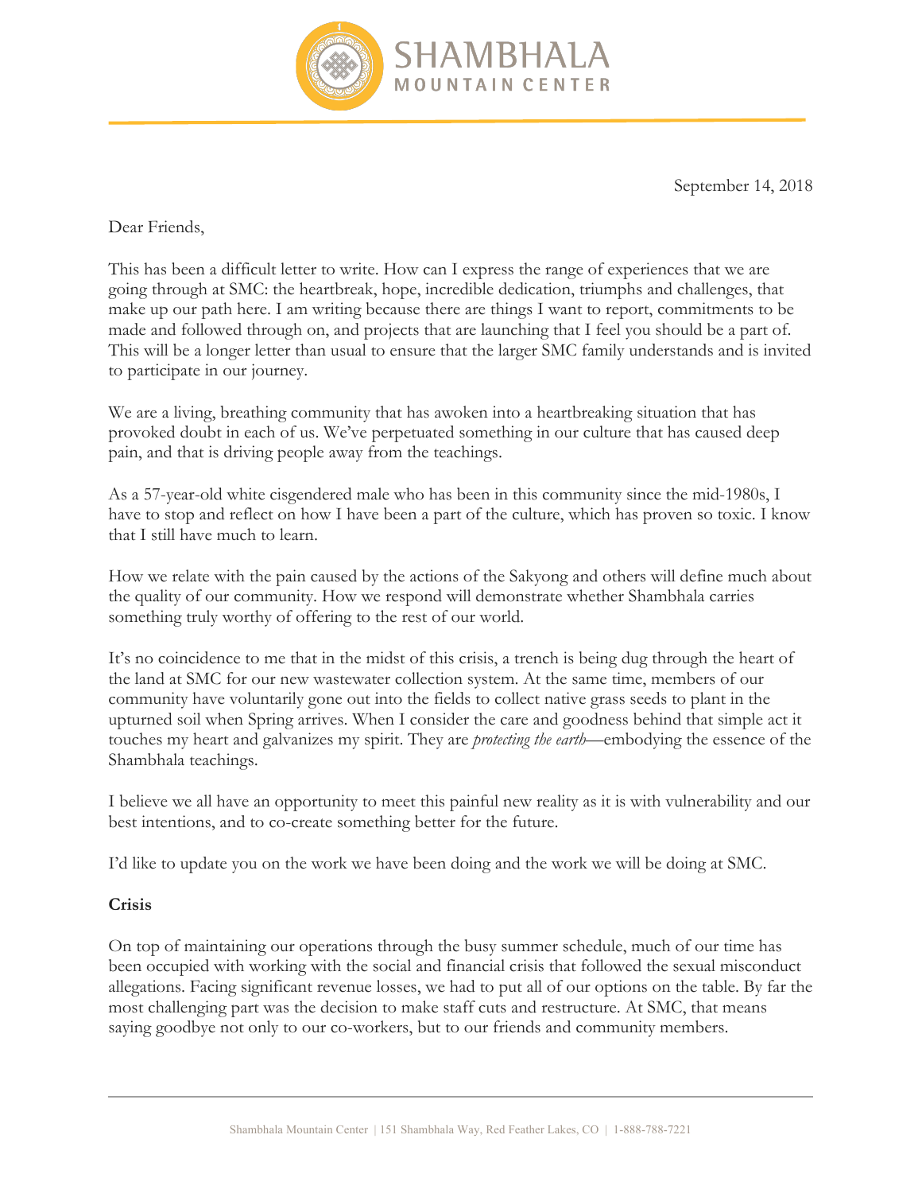SHAMBHALA MOUNTAIN CENTER

September 14, 2018

Dear Friends,

This has been a difficult letter to write. How can I express the range of experiences that we are going through at SMC: the heartbreak, hope, incredible dedication, triumphs and challenges, that make up our path here. I am writing because there are things I want to report, commitments to be made and followed through on, and projects that are launching that I feel you should be a part of. This will be a longer letter than usual to ensure that the larger SMC family understands and is invited to participate in our journey.

We are a living, breathing community that has awoken into a heartbreaking situation that has provoked doubt in each of us. We've perpetuated something in our culture that has caused deep pain, and that is driving people away from the teachings.

As a 57-year-old white cisgendered male who has been in this community since the mid-1980s, I have to stop and reflect on how I have been a part of the culture, which has proven so toxic. I know that I still have much to learn.

How we relate with the pain caused by the actions of the Sakyong and others will define much about the quality of our community. How we respond will demonstrate whether Shambhala carries something truly worthy of offering to the rest of our world.

It's no coincidence to me that in the midst of this crisis, a trench is being dug through the heart of the land at SMC for our new wastewater collection system. At the same time, members of our community have voluntarily gone out into the fields to collect native grass seeds to plant in the upturned soil when Spring arrives. When I consider the care and goodness behind that simple act it touches my heart and galvanizes my spirit. They are *protecting the earth*—embodying the essence of the Shambhala teachings.

I believe we all have an opportunity to meet this painful new reality as it is with vulnerability and our best intentions, and to co-create something better for the future.

I'd like to update you on the work we have been doing and the work we will be doing at SMC.

**Crisis**

On top of maintaining our operations through the busy summer schedule, much of our time has been occupied with working with the social and financial crisis that followed the sexual misconduct allegations. Facing significant revenue losses, we had to put all of our options on the table. By far the most challenging part was the decision to make staff cuts and restructure. At SMC, that means saying goodbye not only to our co-workers, but to our friends and community members.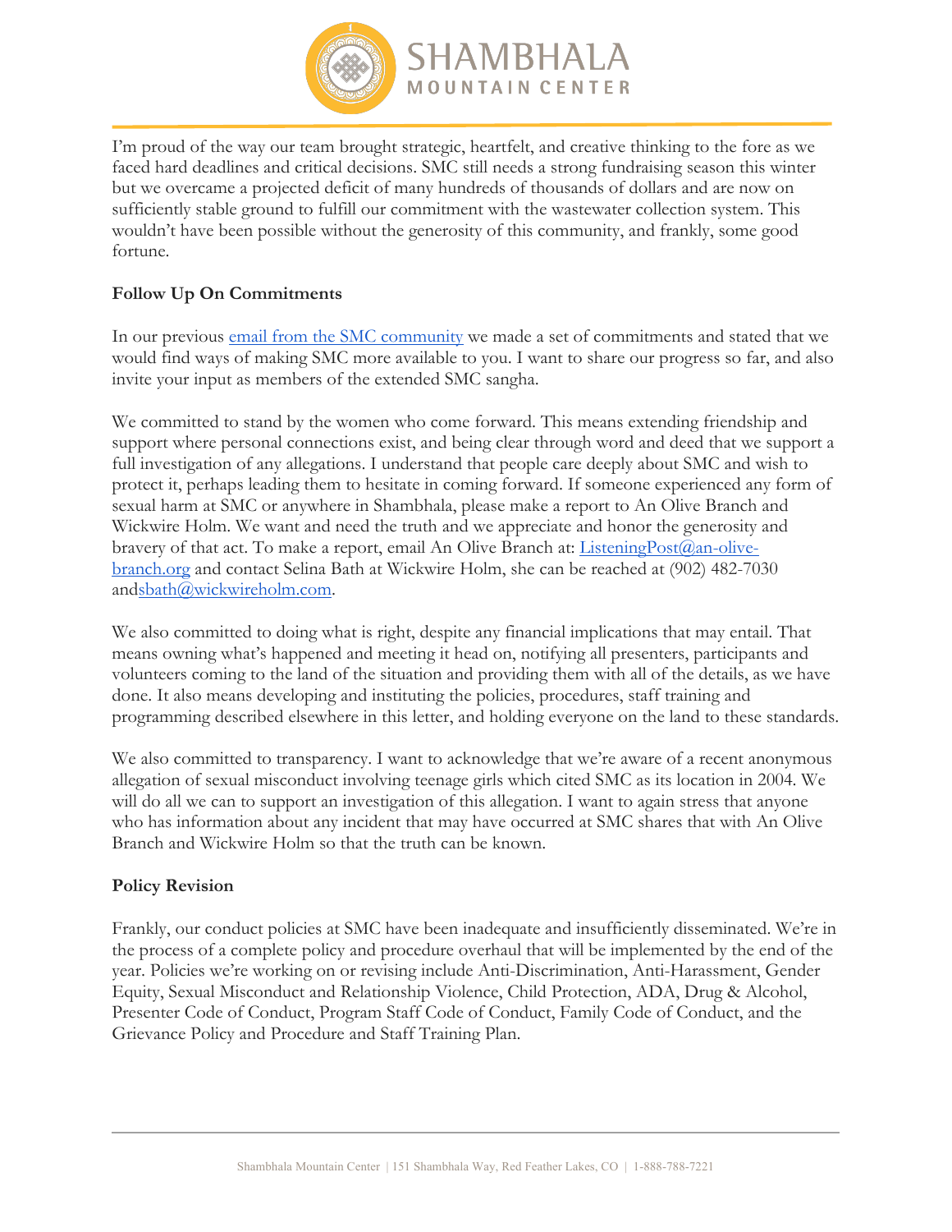I'm proud of the way our team brought strategic, heartfelt, and creative thinking to the fore as we faced hard deadlines and critical decisions. SMC still needs a strong fundraising season this winter but we overcame a projected deficit of many hundreds of thousands of dollars and are now on sufficiently stable ground to fulfill our commitment with the wastewater collection system. This wouldn't have been possible without the generosity of this community, and frankly, some good fortune.

**Follow Up On Commitments**

In our previous email from the SMC community we made a set of commitments and stated that we would find ways of making SMC more available to you. I want to share our progress so far, and also invite your input as members of the extended SMC sangha.

We committed to stand by the women who come forward. This means extending friendship and support where personal connections exist, and being clear through word and deed that we support a full investigation of any allegations. I understand that people care deeply about SMC and wish to protect it, perhaps leading them to hesitate in coming forward. If someone experienced any form of sexual harm at SMC or anywhere in Shambhala, please make a report to An Olive Branch and Wickwire Holm. We want and need the truth and we appreciate and honor the generosity and bravery of that act. To make a report, email An Olive Branch at: ListeningPost@an-olive-branch.org and contact Selina Bath at Wickwire Holm, she can be reached at (902) 482-7030 andsbath@wickwireholm.com.

We also committed to doing what is right, despite any financial implications that may entail. That means owning what's happened and meeting it head on, notifying all presenters, participants and volunteers coming to the land of the situation and providing them with all of the details, as we have done. It also means developing and instituting the policies, procedures, staff training and programming described elsewhere in this letter, and holding everyone on the land to these standards.

We also committed to transparency. I want to acknowledge that we're aware of a recent anonymous allegation of sexual misconduct involving teenage girls which cited SMC as its location in 2004. We will do all we can to support an investigation of this allegation. I want to again stress that anyone who has information about any incident that may have occurred at SMC shares that with An Olive Branch and Wickwire Holm so that the truth can be known.

**Policy Revision**

Frankly, our conduct policies at SMC have been inadequate and insufficiently disseminated. We're in the process of a complete policy and procedure overhaul that will be implemented by the end of the year. Policies we're working on or revising include Anti-Discrimination, Anti-Harassment, Gender Equity, Sexual Misconduct and Relationship Violence, Child Protection, ADA, Drug & Alcohol, Presenter Code of Conduct, Program Staff Code of Conduct, Family Code of Conduct, and the Grievance Policy and Procedure and Staff Training Plan.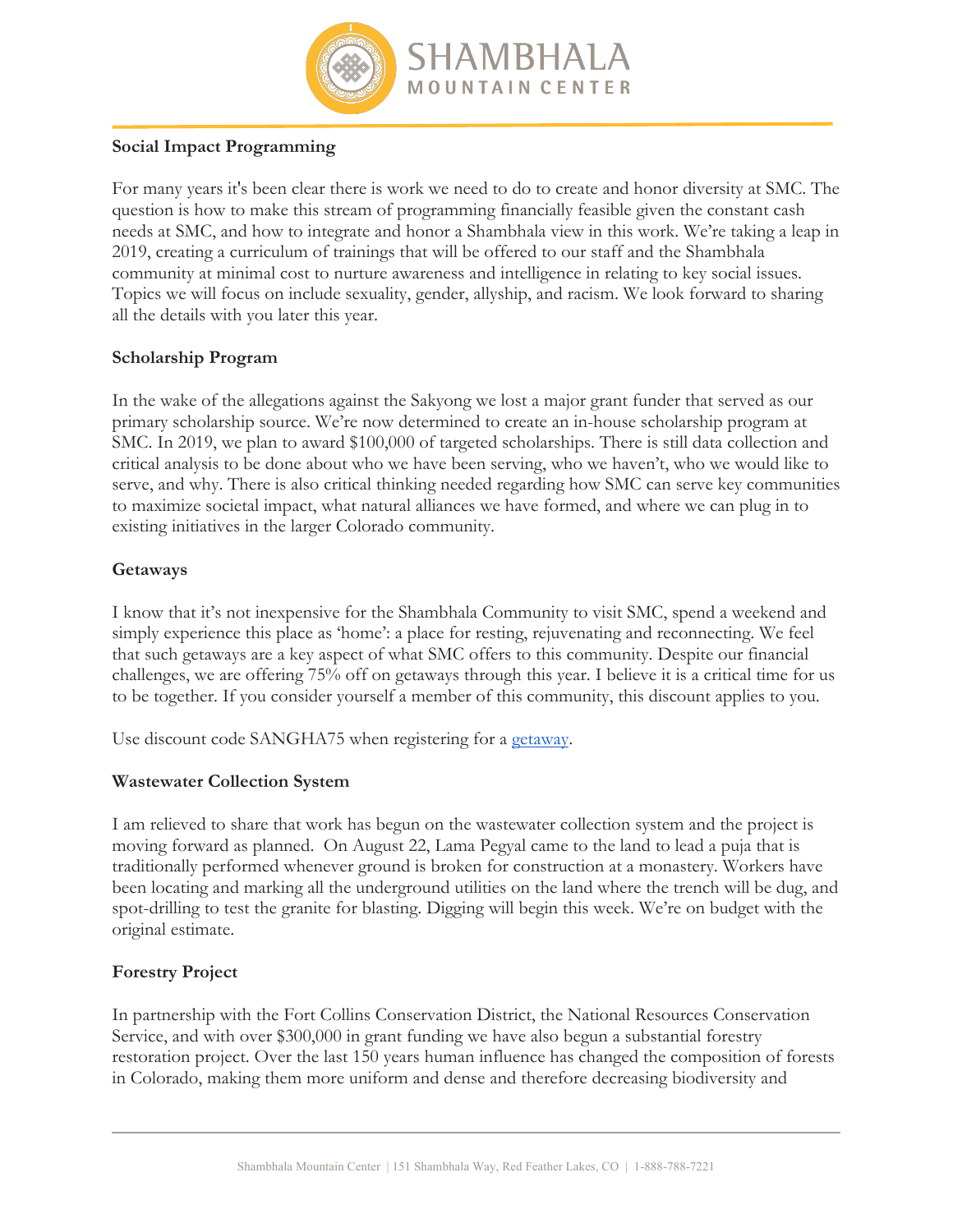**Social Impact Programming**

For many years it's been clear there is work we need to do to create and honor diversity at SMC. The question is how to make this stream of programming financially feasible given the constant cash needs at SMC, and how to integrate and honor a Shambhala view in this work. We're taking a leap in 2019, creating a curriculum of trainings that will be offered to our staff and the Shambhala community at minimal cost to nurture awareness and intelligence in relating to key social issues. Topics we will focus on include sexuality, gender, allyship, and racism. We look forward to sharing all the details with you later this year.

**Scholarship Program**

In the wake of the allegations against the Sakyong we lost a major grant funder that served as our primary scholarship source. We're now determined to create an in-house scholarship program at SMC. In 2019, we plan to award $100,000 of targeted scholarships. There is still data collection and critical analysis to be done about who we have been serving, who we haven't, who we would like to serve, and why. There is also critical thinking needed regarding how SMC can serve key communities to maximize societal impact, what natural alliances we have formed, and where we can plug in to existing initiatives in the larger Colorado community.

**Getaways**

I know that it's not inexpensive for the Shambhala Community to visit SMC, spend a weekend and simply experience this place as 'home': a place for resting, rejuvenating and reconnecting. We feel that such getaways are a key aspect of what SMC offers to this community. Despite our financial challenges, we are offering 75% off on getaways through this year. I believe it is a critical time for us to be together. If you consider yourself a member of this community, this discount applies to you.

Use discount code SANGHA75 when registering for a getaway.

**Wastewater Collection System**

I am relieved to share that work has begun on the wastewater collection system and the project is moving forward as planned. On August 22, Lama Pegyal came to the land to lead a puja that is traditionally performed whenever ground is broken for construction at a monastery. Workers have been locating and marking all the underground utilities on the land where the trench will be dug, and spot-drilling to test the granite for blasting. Digging will begin this week. We're on budget with the original estimate.

**Forestry Project**

In partnership with the Fort Collins Conservation District, the National Resources Conservation Service, and with over $300,000 in grant funding we have also begun a substantial forestry restoration project. Over the last 150 years human influence has changed the composition of forests in Colorado, making them more uniform and dense and therefore decreasing biodiversity and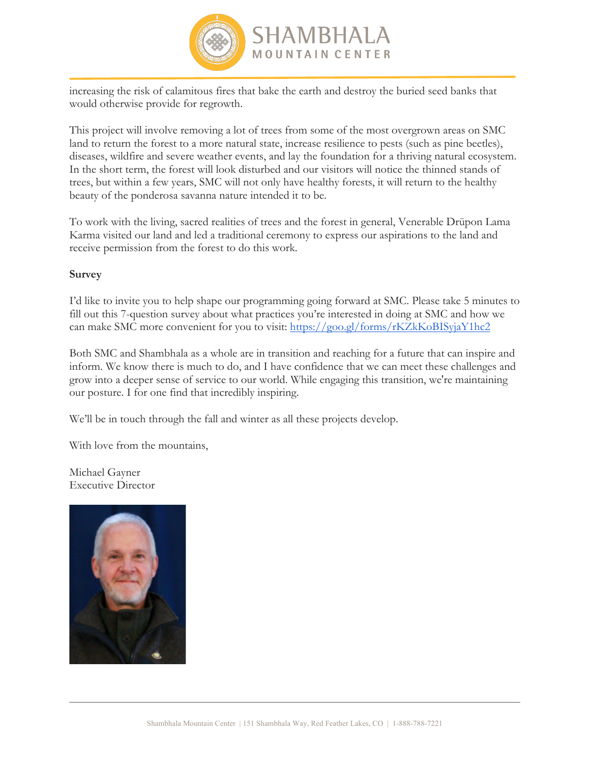increasing the risk of calamitous fires that bake the earth and destroy the buried seed banks that would otherwise provide for regrowth.

This project will involve removing a lot of trees from some of the most overgrown areas on SMC land to return the forest to a more natural state, increase resilience to pests (such as pine beetles), diseases, wildfire and severe weather events, and lay the foundation for a thriving natural ecosystem. In the short term, the forest will look disturbed and our visitors will notice the thinned stands of trees, but within a few years, SMC will not only have healthy forests, it will return to the healthy beauty of the ponderosa savanna nature intended it to be.

To work with the living, sacred realities of trees and the forest in general, Venerable Drüpon Lama Karma visited our land and led a traditional ceremony to express our aspirations to the land and receive permission from the forest to do this work.

**Survey**

I'd like to invite you to help shape our programming going forward at SMC. Please take 5 minutes to fill out this 7-question survey about what practices you're interested in doing at SMC and how we can make SMC more convenient for you to visit: [https://goo.gl/forms/rKZkKoBISyjaY1hc2](https://goo.gl/forms/rKZkKoBISyjaY1hc2)

Both SMC and Shambhala as a whole are in transition and reaching for a future that can inspire and inform. We know there is much to do, and I have confidence that we can meet these challenges and grow into a deeper sense of service to our world. While engaging this transition, we're maintaining our posture. I for one find that incredibly inspiring.

We'll be in touch through the fall and winter as all these projects develop.

With love from the mountains,

Michael Gayner
Executive Director